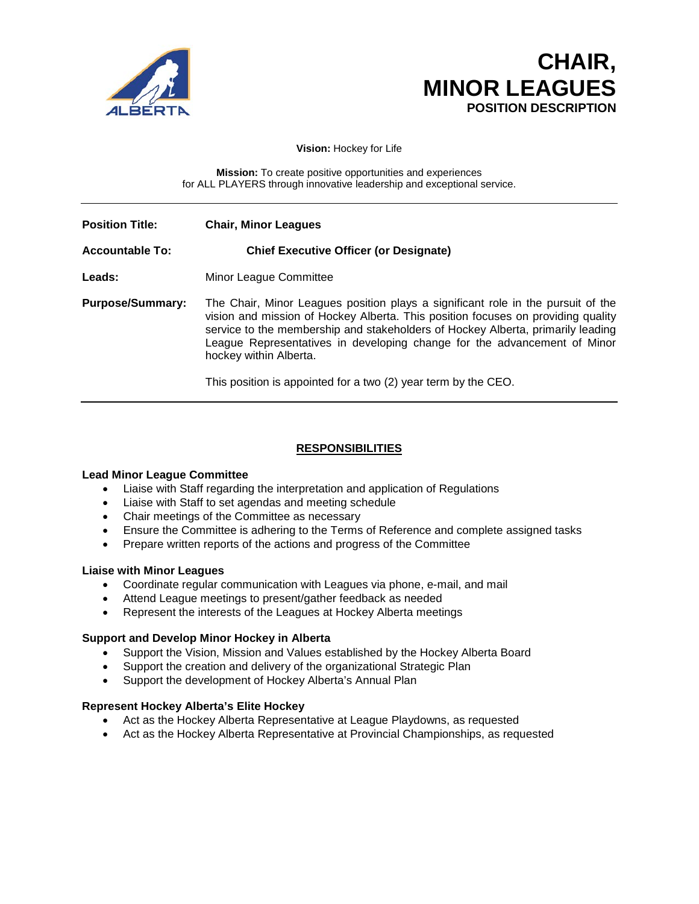# CHAIR, MINOR LEAGUES

**POSITION DESCRIPTION**

**Vision:** Hockey for Life

**Mission:** To create positive opportunities and experiences for ALL PLAYERS through innovative leadership and exceptional service.

---

**Position Title:** **Chair, Minor Leagues**

**Accountable To:** **Chief Executive Officer (or Designate)**

**Leads:** Minor League Committee

**Purpose/Summary:** The Chair, Minor Leagues position plays a significant role in the pursuit of the vision and mission of Hockey Alberta. This position focuses on providing quality service to the membership and stakeholders of Hockey Alberta, primarily leading League Representatives in developing change for the advancement of Minor hockey within Alberta.

This position is appointed for a two (2) year term by the CEO.

---

## RESPONSIBILITIES

### Lead Minor League Committee

- Liaise with Staff regarding the interpretation and application of Regulations
- Liaise with Staff to set agendas and meeting schedule
- Chair meetings of the Committee as necessary
- Ensure the Committee is adhering to the Terms of Reference and complete assigned tasks
- Prepare written reports of the actions and progress of the Committee

### Liaise with Minor Leagues

- Coordinate regular communication with Leagues via phone, e-mail, and mail
- Attend League meetings to present/gather feedback as needed
- Represent the interests of the Leagues at Hockey Alberta meetings

### Support and Develop Minor Hockey in Alberta

- Support the Vision, Mission and Values established by the Hockey Alberta Board
- Support the creation and delivery of the organizational Strategic Plan
- Support the development of Hockey Alberta's Annual Plan

### Represent Hockey Alberta's Elite Hockey

- Act as the Hockey Alberta Representative at League Playdowns, as requested
- Act as the Hockey Alberta Representative at Provincial Championships, as requested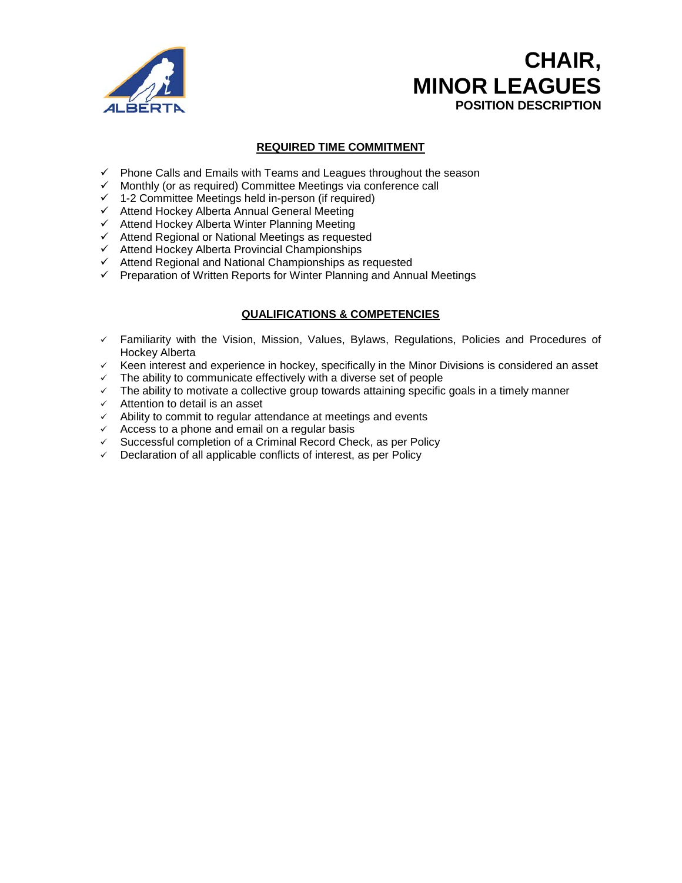# CHAIR, MINOR LEAGUES

**POSITION DESCRIPTION**

## REQUIRED TIME COMMITMENT

- ✓ Phone Calls and Emails with Teams and Leagues throughout the season
- ✓ Monthly (or as required) Committee Meetings via conference call
- ✓ 1-2 Committee Meetings held in-person (if required)
- ✓ Attend Hockey Alberta Annual General Meeting
- ✓ Attend Hockey Alberta Winter Planning Meeting
- ✓ Attend Regional or National Meetings as requested
- ✓ Attend Hockey Alberta Provincial Championships
- ✓ Attend Regional and National Championships as requested
- ✓ Preparation of Written Reports for Winter Planning and Annual Meetings

## QUALIFICATIONS & COMPETENCIES

- ✓ Familiarity with the Vision, Mission, Values, Bylaws, Regulations, Policies and Procedures of Hockey Alberta
- ✓ Keen interest and experience in hockey, specifically in the Minor Divisions is considered an asset
- ✓ The ability to communicate effectively with a diverse set of people
- ✓ The ability to motivate a collective group towards attaining specific goals in a timely manner
- ✓ Attention to detail is an asset
- ✓ Ability to commit to regular attendance at meetings and events
- ✓ Access to a phone and email on a regular basis
- ✓ Successful completion of a Criminal Record Check, as per Policy
- ✓ Declaration of all applicable conflicts of interest, as per Policy